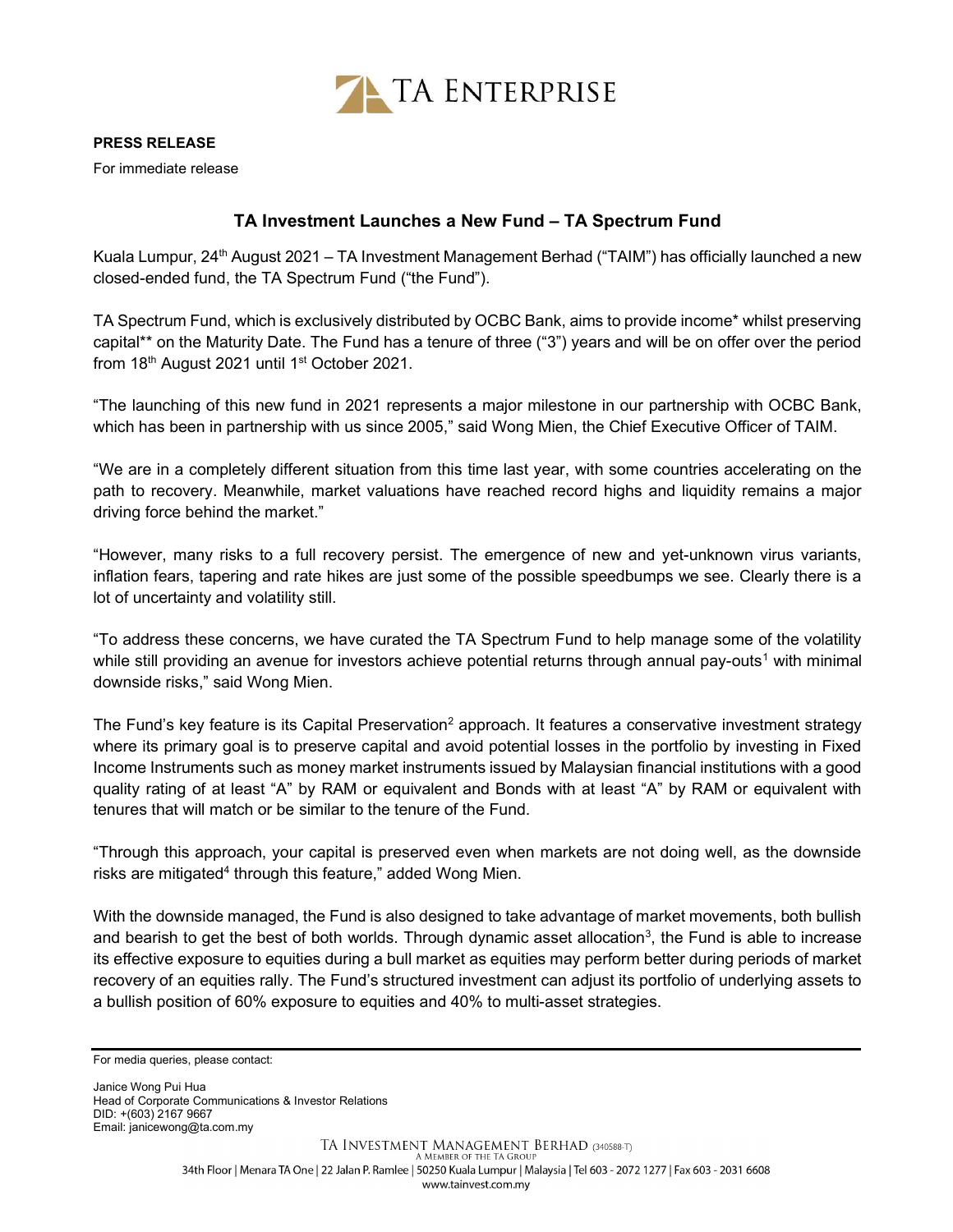TA ENTERPRISE

**PRESS RELEASE**

For immediate release

## TA Investment Launches a New Fund – TA Spectrum Fund

Kuala Lumpur, 24th August 2021 – TA Investment Management Berhad ("TAIM") has officially launched a new closed-ended fund, the TA Spectrum Fund ("the Fund").

TA Spectrum Fund, which is exclusively distributed by OCBC Bank, aims to provide income* whilst preserving capital** on the Maturity Date. The Fund has a tenure of three ("3") years and will be on offer over the period from 18th August 2021 until 1st October 2021.

"The launching of this new fund in 2021 represents a major milestone in our partnership with OCBC Bank, which has been in partnership with us since 2005," said Wong Mien, the Chief Executive Officer of TAIM.

"We are in a completely different situation from this time last year, with some countries accelerating on the path to recovery. Meanwhile, market valuations have reached record highs and liquidity remains a major driving force behind the market."

"However, many risks to a full recovery persist. The emergence of new and yet-unknown virus variants, inflation fears, tapering and rate hikes are just some of the possible speedbumps we see. Clearly there is a lot of uncertainty and volatility still.

"To address these concerns, we have curated the TA Spectrum Fund to help manage some of the volatility while still providing an avenue for investors achieve potential returns through annual pay-outs[1] with minimal downside risks," said Wong Mien.

The Fund's key feature is its Capital Preservation[2] approach. It features a conservative investment strategy where its primary goal is to preserve capital and avoid potential losses in the portfolio by investing in Fixed Income Instruments such as money market instruments issued by Malaysian financial institutions with a good quality rating of at least "A" by RAM or equivalent and Bonds with at least "A" by RAM or equivalent with tenures that will match or be similar to the tenure of the Fund.

"Through this approach, your capital is preserved even when markets are not doing well, as the downside risks are mitigated[4] through this feature," added Wong Mien.

With the downside managed, the Fund is also designed to take advantage of market movements, both bullish and bearish to get the best of both worlds. Through dynamic asset allocation[3], the Fund is able to increase its effective exposure to equities during a bull market as equities may perform better during periods of market recovery of an equities rally. The Fund's structured investment can adjust its portfolio of underlying assets to a bullish position of 60% exposure to equities and 40% to multi-asset strategies.

---

For media queries, please contact:

Janice Wong Pui Hua
Head of Corporate Communications & Investor Relations
DID: +(603) 2167 9667
Email: janicewong@ta.com.my

TA INVESTMENT MANAGEMENT BERHAD (340588-T)
A MEMBER OF THE TA GROUP
34th Floor | Menara TA One | 22 Jalan P. Ramlee | 50250 Kuala Lumpur | Malaysia | Tel 603 - 2072 1277 | Fax 603 - 2031 6608
www.tainvest.com.my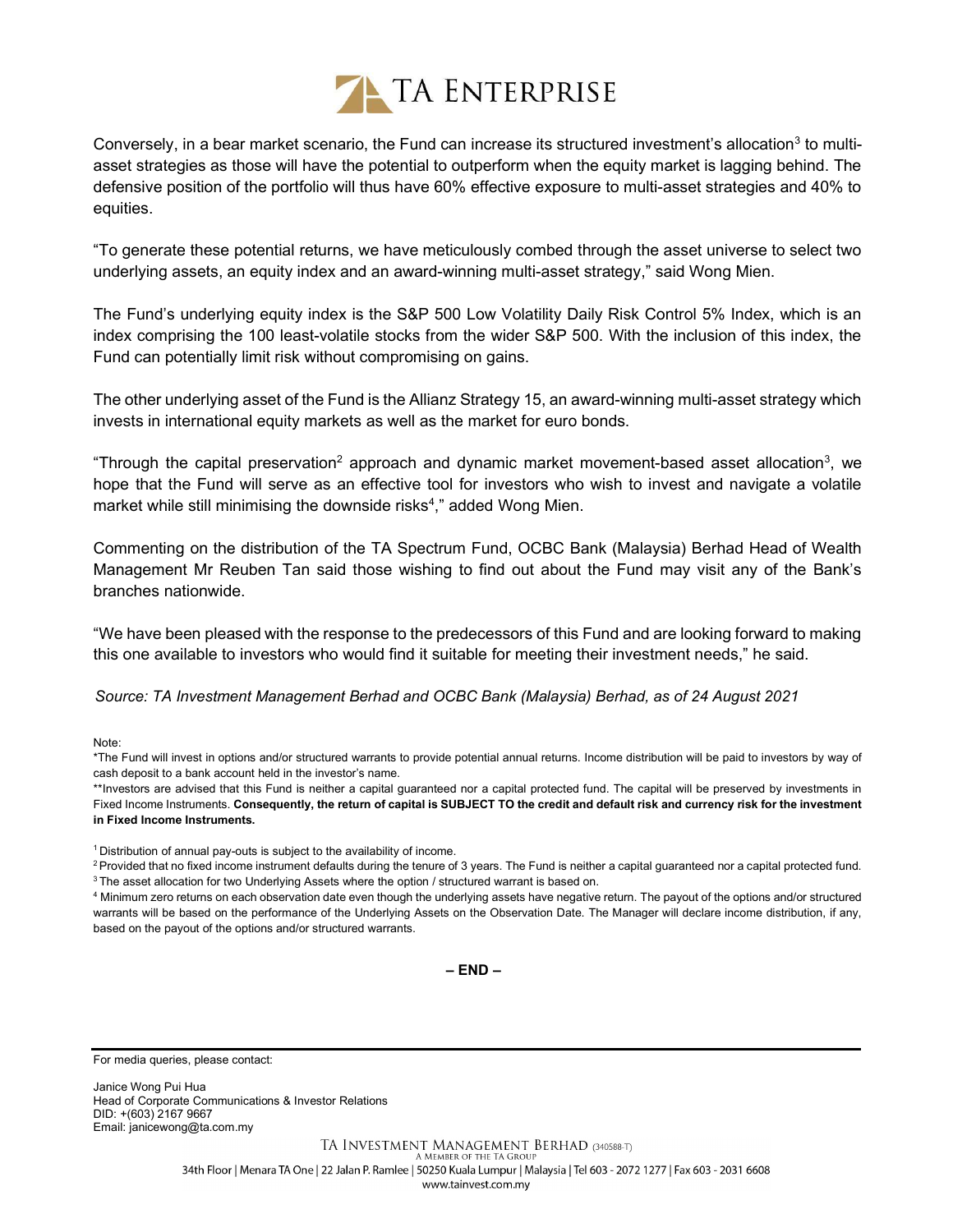Conversely, in a bear market scenario, the Fund can increase its structured investment's allocation[3] to multi-asset strategies as those will have the potential to outperform when the equity market is lagging behind. The defensive position of the portfolio will thus have 60% effective exposure to multi-asset strategies and 40% to equities.

"To generate these potential returns, we have meticulously combed through the asset universe to select two underlying assets, an equity index and an award-winning multi-asset strategy," said Wong Mien.

The Fund's underlying equity index is the S&P 500 Low Volatility Daily Risk Control 5% Index, which is an index comprising the 100 least-volatile stocks from the wider S&P 500. With the inclusion of this index, the Fund can potentially limit risk without compromising on gains.

The other underlying asset of the Fund is the Allianz Strategy 15, an award-winning multi-asset strategy which invests in international equity markets as well as the market for euro bonds.

"Through the capital preservation[2] approach and dynamic market movement-based asset allocation[3], we hope that the Fund will serve as an effective tool for investors who wish to invest and navigate a volatile market while still minimising the downside risks[4]," added Wong Mien.

Commenting on the distribution of the TA Spectrum Fund, OCBC Bank (Malaysia) Berhad Head of Wealth Management Mr Reuben Tan said those wishing to find out about the Fund may visit any of the Bank's branches nationwide.

"We have been pleased with the response to the predecessors of this Fund and are looking forward to making this one available to investors who would find it suitable for meeting their investment needs," he said.

*Source: TA Investment Management Berhad and OCBC Bank (Malaysia) Berhad, as of 24 August 2021*

Note:

*The Fund will invest in options and/or structured warrants to provide potential annual returns. Income distribution will be paid to investors by way of cash deposit to a bank account held in the investor's name.

**Investors are advised that this Fund is neither a capital guaranteed nor a capital protected fund. The capital will be preserved by investments in Fixed Income Instruments. **Consequently, the return of capital is SUBJECT TO the credit and default risk and currency risk for the investment in Fixed Income Instruments.**

[1] Distribution of annual pay-outs is subject to the availability of income.

[2] Provided that no fixed income instrument defaults during the tenure of 3 years. The Fund is neither a capital guaranteed nor a capital protected fund.

[3] The asset allocation for two Underlying Assets where the option / structured warrant is based on.

[4] Minimum zero returns on each observation date even though the underlying assets have negative return. The payout of the options and/or structured warrants will be based on the performance of the Underlying Assets on the Observation Date. The Manager will declare income distribution, if any, based on the payout of the options and/or structured warrants.

**– END –**

For media queries, please contact:

Janice Wong Pui Hua
Head of Corporate Communications & Investor Relations
DID: +(603) 2167 9667
Email: janicewong@ta.com.my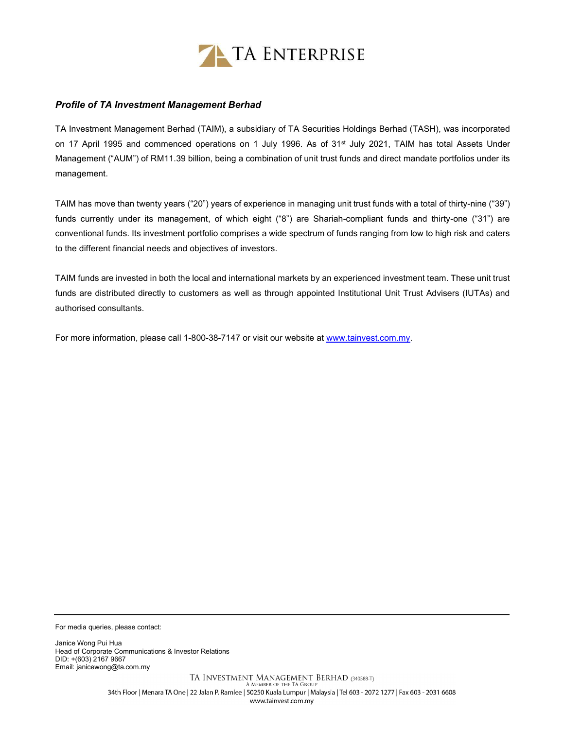### *Profile of TA Investment Management Berhad*

TA Investment Management Berhad (TAIM), a subsidiary of TA Securities Holdings Berhad (TASH), was incorporated on 17 April 1995 and commenced operations on 1 July 1996. As of 31st July 2021, TAIM has total Assets Under Management ("AUM") of RM11.39 billion, being a combination of unit trust funds and direct mandate portfolios under its management.

TAIM has move than twenty years ("20") years of experience in managing unit trust funds with a total of thirty-nine ("39") funds currently under its management, of which eight ("8") are Shariah-compliant funds and thirty-one ("31") are conventional funds. Its investment portfolio comprises a wide spectrum of funds ranging from low to high risk and caters to the different financial needs and objectives of investors.

TAIM funds are invested in both the local and international markets by an experienced investment team. These unit trust funds are distributed directly to customers as well as through appointed Institutional Unit Trust Advisers (IUTAs) and authorised consultants.

For more information, please call 1-800-38-7147 or visit our website at www.tainvest.com.my.

---

For media queries, please contact:

Janice Wong Pui Hua
Head of Corporate Communications & Investor Relations
DID: +(603) 2167 9667
Email: janicewong@ta.com.my